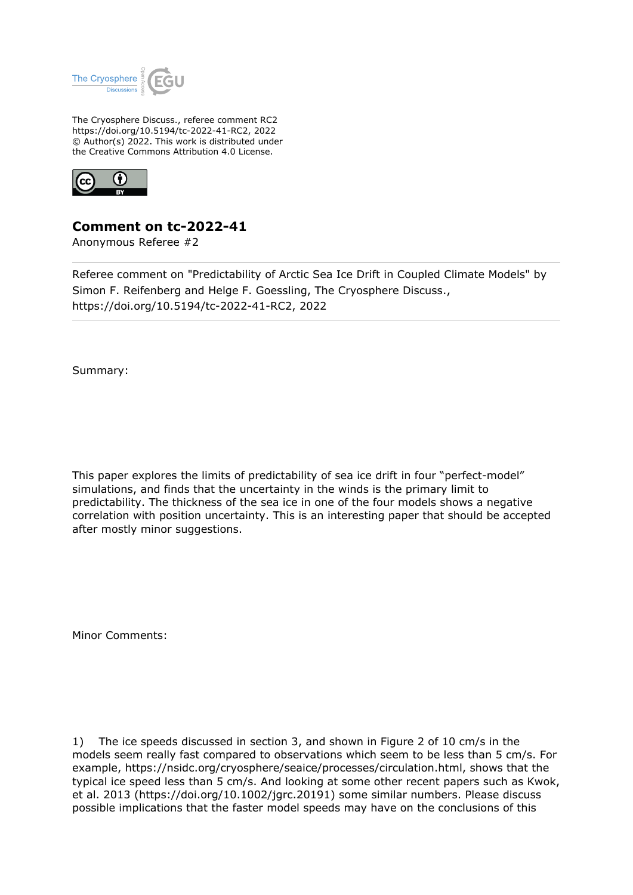The Cryosphere Discuss., referee comment RC2
https://doi.org/10.5194/tc-2022-41-RC2, 2022
© Author(s) 2022. This work is distributed under
the Creative Commons Attribution 4.0 License.

# Comment on tc-2022-41

Anonymous Referee #2

Referee comment on "Predictability of Arctic Sea Ice Drift in Coupled Climate Models" by Simon F. Reifenberg and Helge F. Goessling, The Cryosphere Discuss., https://doi.org/10.5194/tc-2022-41-RC2, 2022

Summary:

This paper explores the limits of predictability of sea ice drift in four "perfect-model" simulations, and finds that the uncertainty in the winds is the primary limit to predictability. The thickness of the sea ice in one of the four models shows a negative correlation with position uncertainty. This is an interesting paper that should be accepted after mostly minor suggestions.

Minor Comments:

1) The ice speeds discussed in section 3, and shown in Figure 2 of 10 cm/s in the models seem really fast compared to observations which seem to be less than 5 cm/s. For example, https://nsidc.org/cryosphere/seaice/processes/circulation.html, shows that the typical ice speed less than 5 cm/s. And looking at some other recent papers such as Kwok, et al. 2013 (https://doi.org/10.1002/jgrc.20191) some similar numbers. Please discuss possible implications that the faster model speeds may have on the conclusions of this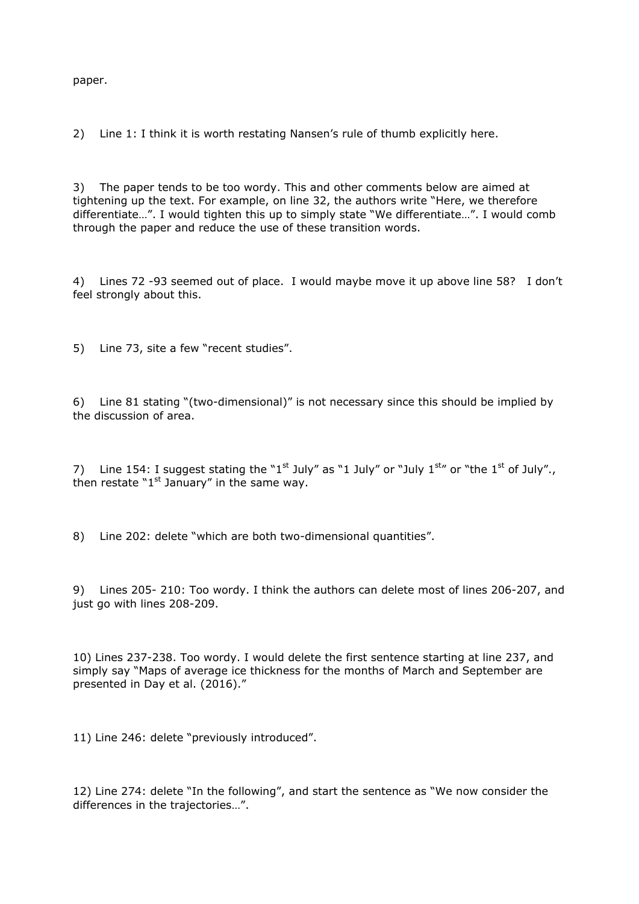paper.

2) Line 1: I think it is worth restating Nansen's rule of thumb explicitly here.

3) The paper tends to be too wordy. This and other comments below are aimed at tightening up the text. For example, on line 32, the authors write "Here, we therefore differentiate…". I would tighten this up to simply state "We differentiate…". I would comb through the paper and reduce the use of these transition words.

4) Lines 72 -93 seemed out of place. I would maybe move it up above line 58? I don't feel strongly about this.

5) Line 73, site a few "recent studies".

6) Line 81 stating "(two-dimensional)" is not necessary since this should be implied by the discussion of area.

7) Line 154: I suggest stating the "1st July" as "1 July" or "July 1st" or "the 1st of July"., then restate "1st January" in the same way.

8) Line 202: delete "which are both two-dimensional quantities".

9) Lines 205- 210: Too wordy. I think the authors can delete most of lines 206-207, and just go with lines 208-209.

10) Lines 237-238. Too wordy. I would delete the first sentence starting at line 237, and simply say "Maps of average ice thickness for the months of March and September are presented in Day et al. (2016)."

11) Line 246: delete "previously introduced".

12) Line 274: delete "In the following", and start the sentence as "We now consider the differences in the trajectories…".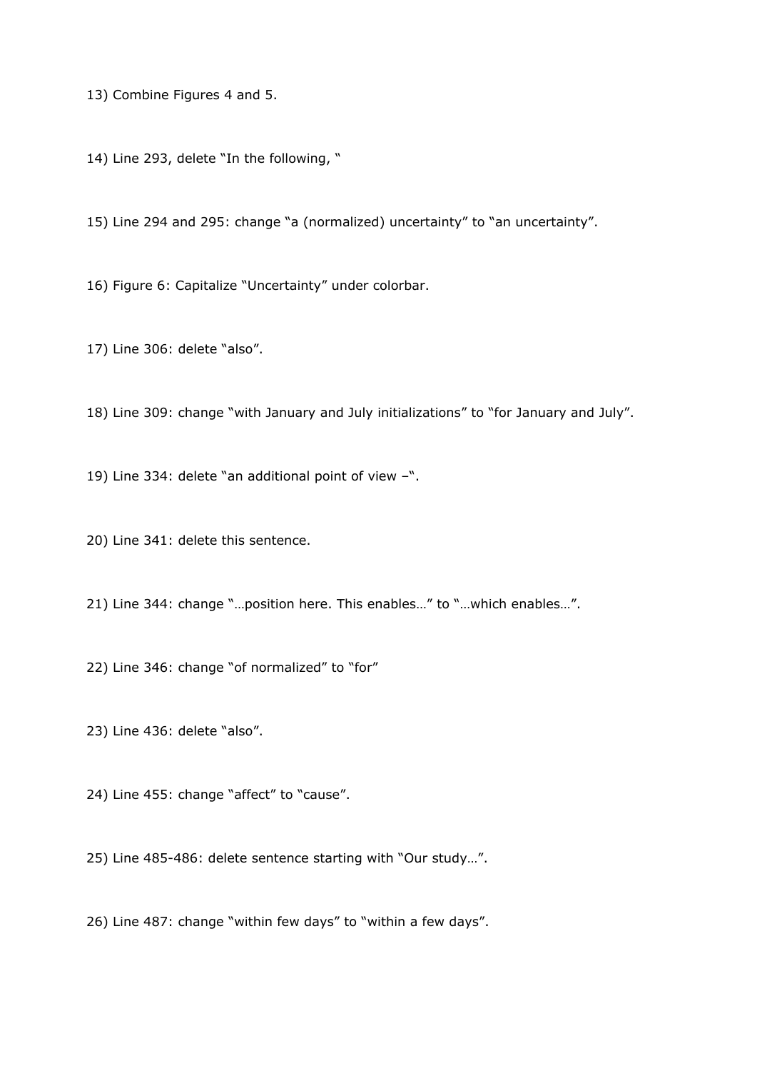13) Combine Figures 4 and 5.

14) Line 293, delete "In the following, "

15) Line 294 and 295: change "a (normalized) uncertainty" to "an uncertainty".

16) Figure 6: Capitalize "Uncertainty" under colorbar.

17) Line 306: delete "also".

18) Line 309: change "with January and July initializations" to "for January and July".

19) Line 334: delete "an additional point of view –".

20) Line 341: delete this sentence.

21) Line 344: change "…position here. This enables…" to "…which enables…".

22) Line 346: change "of normalized" to "for"

23) Line 436: delete "also".

24) Line 455: change "affect" to "cause".

25) Line 485-486: delete sentence starting with "Our study…".

26) Line 487: change "within few days" to "within a few days".